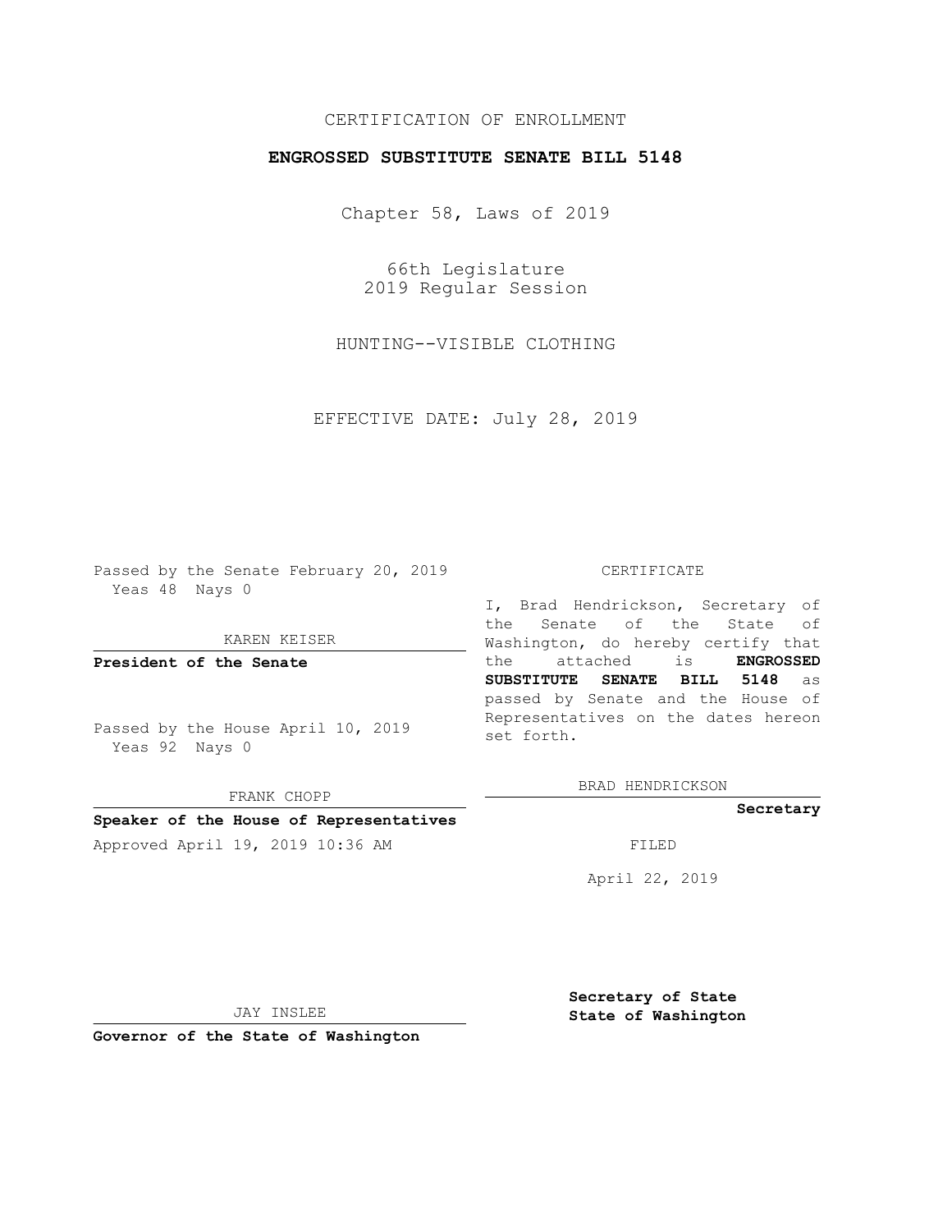CERTIFICATION OF ENROLLMENT

**ENGROSSED SUBSTITUTE SENATE BILL 5148**

Chapter 58, Laws of 2019

66th Legislature
2019 Regular Session

HUNTING--VISIBLE CLOTHING

EFFECTIVE DATE: July 28, 2019

Passed by the Senate February 20, 2019
Yeas 48 Nays 0

KAREN KEISER

**President of the Senate**

Passed by the House April 10, 2019
Yeas 92 Nays 0

FRANK CHOPP

**Speaker of the House of Representatives**

Approved April 19, 2019 10:36 AM

JAY INSLEE

**Governor of the State of Washington**

CERTIFICATE

I, Brad Hendrickson, Secretary of the Senate of the State of Washington, do hereby certify that the attached is **ENGROSSED SUBSTITUTE SENATE BILL 5148** as passed by Senate and the House of Representatives on the dates hereon set forth.

BRAD HENDRICKSON

**Secretary**

FILED

April 22, 2019

**Secretary of State**
**State of Washington**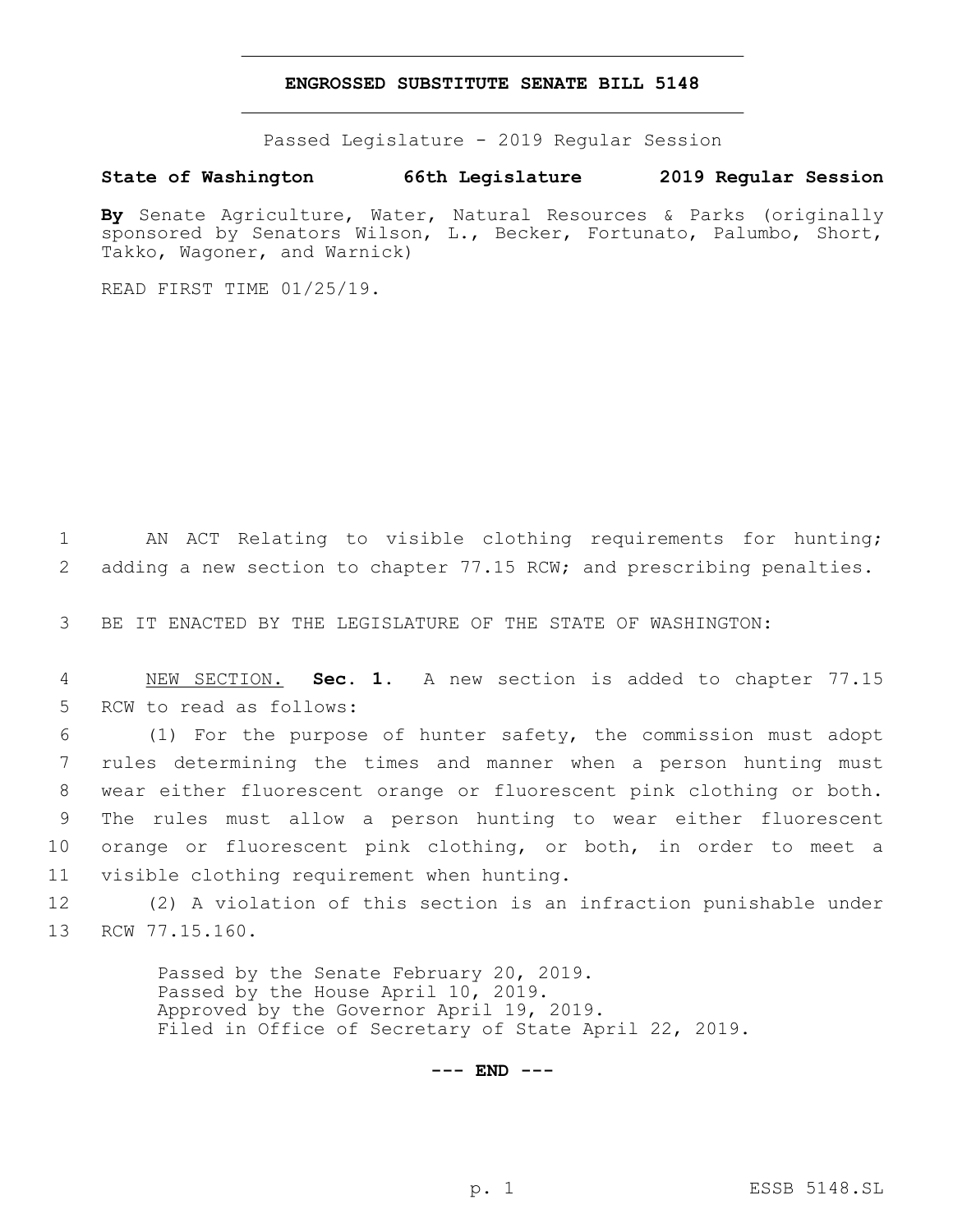# ENGROSSED SUBSTITUTE SENATE BILL 5148

Passed Legislature - 2019 Regular Session

**State of Washington 66th Legislature 2019 Regular Session**

**By** Senate Agriculture, Water, Natural Resources & Parks (originally sponsored by Senators Wilson, L., Becker, Fortunato, Palumbo, Short, Takko, Wagoner, and Warnick)

READ FIRST TIME 01/25/19.

AN ACT Relating to visible clothing requirements for hunting; adding a new section to chapter 77.15 RCW; and prescribing penalties.

BE IT ENACTED BY THE LEGISLATURE OF THE STATE OF WASHINGTON:

NEW SECTION. **Sec. 1.** A new section is added to chapter 77.15 RCW to read as follows:

(1) For the purpose of hunter safety, the commission must adopt rules determining the times and manner when a person hunting must wear either fluorescent orange or fluorescent pink clothing or both. The rules must allow a person hunting to wear either fluorescent orange or fluorescent pink clothing, or both, in order to meet a visible clothing requirement when hunting.

(2) A violation of this section is an infraction punishable under RCW 77.15.160.

Passed by the Senate February 20, 2019.
Passed by the House April 10, 2019.
Approved by the Governor April 19, 2019.
Filed in Office of Secretary of State April 22, 2019.

**--- END ---**